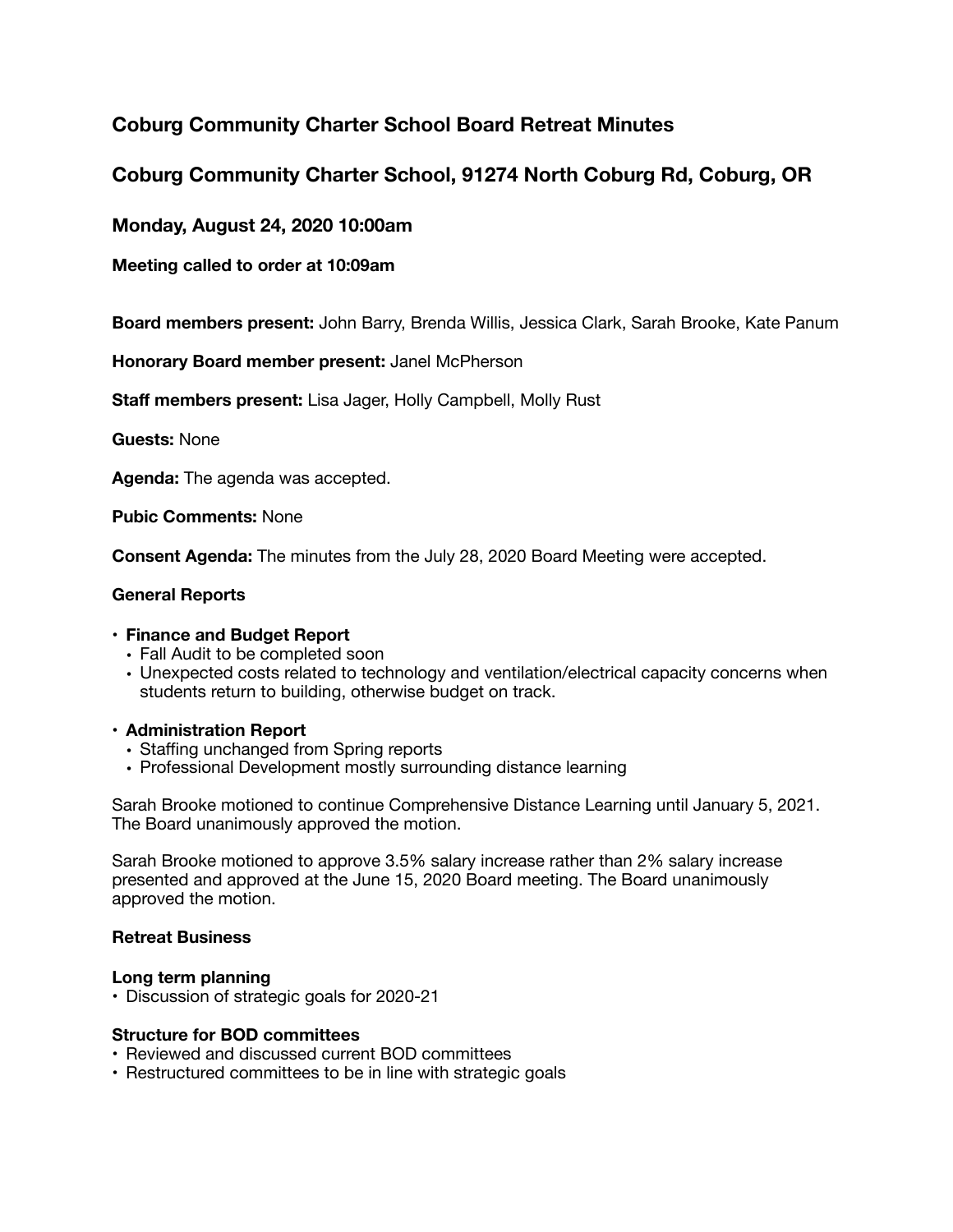## Coburg Community Charter School Board Retreat Minutes

## Coburg Community Charter School, 91274 North Coburg Rd, Coburg, OR

### Monday, August 24, 2020 10:00am

**Meeting called to order at 10:09am**

**Board members present:** John Barry, Brenda Willis, Jessica Clark, Sarah Brooke, Kate Panum

**Honorary Board member present:** Janel McPherson

**Staff members present:** Lisa Jager, Holly Campbell, Molly Rust

**Guests:** None

**Agenda:** The agenda was accepted.

**Pubic Comments:** None

**Consent Agenda:** The minutes from the July 28, 2020 Board Meeting were accepted.

**General Reports**

- **Finance and Budget Report**
  - Fall Audit to be completed soon
  - Unexpected costs related to technology and ventilation/electrical capacity concerns when students return to building, otherwise budget on track.
- **Administration Report**
  - Staffing unchanged from Spring reports
  - Professional Development mostly surrounding distance learning

Sarah Brooke motioned to continue Comprehensive Distance Learning until January 5, 2021. The Board unanimously approved the motion.

Sarah Brooke motioned to approve 3.5% salary increase rather than 2% salary increase presented and approved at the June 15, 2020 Board meeting. The Board unanimously approved the motion.

**Retreat Business**

**Long term planning**

- Discussion of strategic goals for 2020-21

**Structure for BOD committees**

- Reviewed and discussed current BOD committees
- Restructured committees to be in line with strategic goals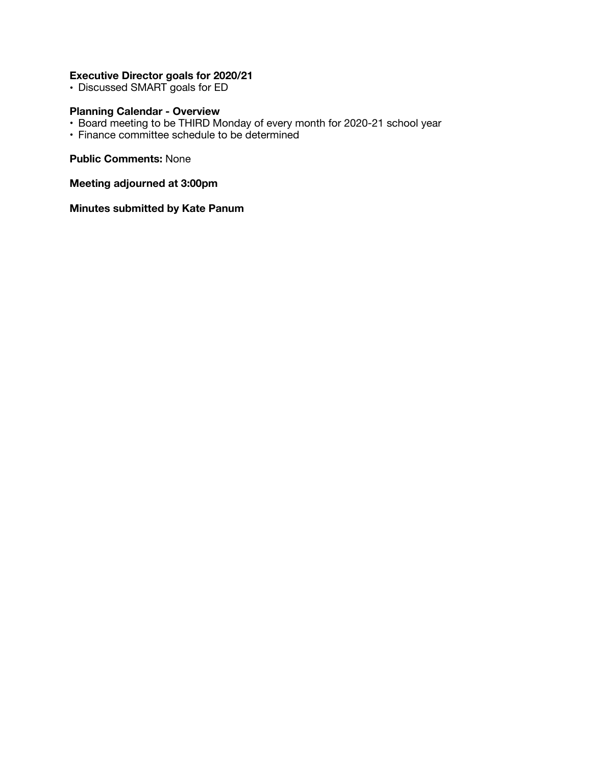**Executive Director goals for 2020/21**

- Discussed SMART goals for ED

**Planning Calendar - Overview**

- Board meeting to be THIRD Monday of every month for 2020-21 school year
- Finance committee schedule to be determined

**Public Comments:** None

**Meeting adjourned at 3:00pm**

**Minutes submitted by Kate Panum**